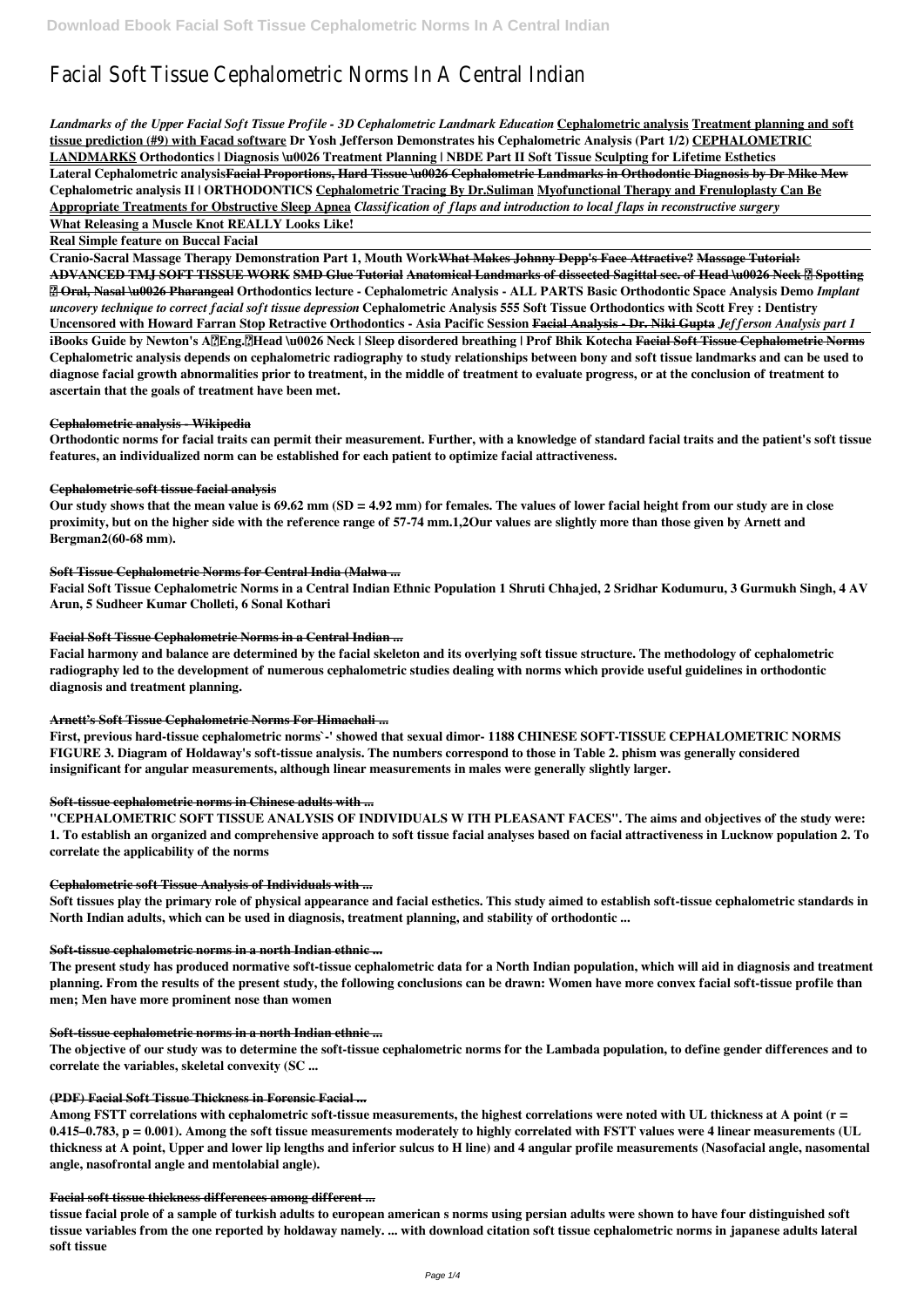# Facial Soft Tissue Cephalometric Norms In A Central Indian

***Landmarks of the Upper Facial Soft Tissue Profile - 3D Cephalometric Landmark Education*** **Cephalometric analysis** **Treatment planning and soft tissue prediction (#9) with Facad software** **Dr Yosh Jefferson Demonstrates his Cephalometric Analysis (Part 1/2)** **CEPHALOMETRIC LANDMARKS** **Orthodontics | Diagnosis \u0026 Treatment Planning | NBDE Part II Soft Tissue Sculpting for Lifetime Esthetics**

**Lateral Cephalometric analysis** **Facial Proportions, Hard Tissue \u0026 Cephalometric Landmarks in Orthodontic Diagnosis by Dr Mike Mew** **Cephalometric analysis II | ORTHODONTICS** **Cephalometric Tracing By Dr.Suliman** **Myofunctional Therapy and Frenuloplasty Can Be Appropriate Treatments for Obstructive Sleep Apnea** ***Classification of flaps and introduction to local flaps in reconstructive surgery***

**What Releasing a Muscle Knot REALLY Looks Like!**

**Real Simple feature on Buccal Facial**

**Cranio-Sacral Massage Therapy Demonstration Part 1, Mouth Work** ~~**What Makes Johnny Depp's Face Attractive?**~~ ~~**Massage Tutorial: ADVANCED TMJ SOFT TISSUE WORK**~~ ~~**SMD Glue Tutorial**~~ ~~**Anatomical Landmarks of dissected Sagittal sec. of Head \u0026 Neck ? Spotting ? Oral, Nasal \u0026 Pharangeal**~~ **Orthodontics lecture - Cephalometric Analysis - ALL PARTS Basic Orthodontic Space Analysis Demo** ***Implant uncovery technique to correct facial soft tissue depression*** **Cephalometric Analysis 555 Soft Tissue Orthodontics with Scott Frey : Dentistry Uncensored with Howard Farran Stop Retractive Orthodontics - Asia Pacific Session** ~~**Facial Analysis - Dr. Niki Gupta**~~ ***Jefferson Analysis part 1***

**iBooks Guide by Newton's A?Eng.?Head \u0026 Neck | Sleep disordered breathing | Prof Bhik Kotecha** ~~**Facial Soft Tissue Cephalometric Norms**~~

**Cephalometric analysis depends on cephalometric radiography to study relationships between bony and soft tissue landmarks and can be used to diagnose facial growth abnormalities prior to treatment, in the middle of treatment to evaluate progress, or at the conclusion of treatment to ascertain that the goals of treatment have been met.**

**Cephalometric analysis - Wikipedia**

**Orthodontic norms for facial traits can permit their measurement. Further, with a knowledge of standard facial traits and the patient's soft tissue features, an individualized norm can be established for each patient to optimize facial attractiveness.**

**Cephalometric soft tissue facial analysis**

**Our study shows that the mean value is 69.62 mm (SD = 4.92 mm) for females. The values of lower facial height from our study are in close proximity, but on the higher side with the reference range of 57-74 mm.1,2Our values are slightly more than those given by Arnett and Bergman2(60-68 mm).**

**Soft Tissue Cephalometric Norms for Central India (Malwa ...**

**Facial Soft Tissue Cephalometric Norms in a Central Indian Ethnic Population 1 Shruti Chhajed, 2 Sridhar Kodumuru, 3 Gurmukh Singh, 4 AV Arun, 5 Sudheer Kumar Cholleti, 6 Sonal Kothari**

**Facial Soft Tissue Cephalometric Norms in a Central Indian ...**

**Facial harmony and balance are determined by the facial skeleton and its overlying soft tissue structure. The methodology of cephalometric radiography led to the development of numerous cephalometric studies dealing with norms which provide useful guidelines in orthodontic diagnosis and treatment planning.**

**Arnett's Soft Tissue Cephalometric Norms For Himachali ...**

**First, previous hard-tissue cephalometric norms`-' showed that sexual dimor- 1188 CHINESE SOFT-TISSUE CEPHALOMETRIC NORMS FIGURE 3. Diagram of Holdaway's soft-tissue analysis. The numbers correspond to those in Table 2. phism was generally considered insignificant for angular measurements, although linear measurements in males were generally slightly larger.**

**Soft-tissue cephalometric norms in Chinese adults with ...**

**"CEPHALOMETRIC SOFT TISSUE ANALYSIS OF INDIVIDUALS W ITH PLEASANT FACES". The aims and objectives of the study were: 1. To establish an organized and comprehensive approach to soft tissue facial analyses based on facial attractiveness in Lucknow population 2. To correlate the applicability of the norms**

**Cephalometric soft Tissue Analysis of Individuals with ...**

**Soft tissues play the primary role of physical appearance and facial esthetics. This study aimed to establish soft-tissue cephalometric standards in North Indian adults, which can be used in diagnosis, treatment planning, and stability of orthodontic ...**

**Soft-tissue cephalometric norms in a north Indian ethnic ...**

**The present study has produced normative soft-tissue cephalometric data for a North Indian population, which will aid in diagnosis and treatment planning. From the results of the present study, the following conclusions can be drawn: Women have more convex facial soft-tissue profile than men; Men have more prominent nose than women**

**Soft-tissue cephalometric norms in a north Indian ethnic ...**

**The objective of our study was to determine the soft-tissue cephalometric norms for the Lambada population, to define gender differences and to correlate the variables, skeletal convexity (SC ...**

**(PDF) Facial Soft Tissue Thickness in Forensic Facial ...**

**Among FSTT correlations with cephalometric soft-tissue measurements, the highest correlations were noted with UL thickness at A point (r = 0.415–0.783, p = 0.001). Among the soft tissue measurements moderately to highly correlated with FSTT values were 4 linear measurements (UL thickness at A point, Upper and lower lip lengths and inferior sulcus to H line) and 4 angular profile measurements (Nasofacial angle, nasomental angle, nasofrontal angle and mentolabial angle).**

**Facial soft tissue thickness differences among different ...**

**tissue facial prole of a sample of turkish adults to european american s norms using persian adults were shown to have four distinguished soft tissue variables from the one reported by holdaway namely. ... with download citation soft tissue cephalometric norms in japanese adults lateral soft tissue**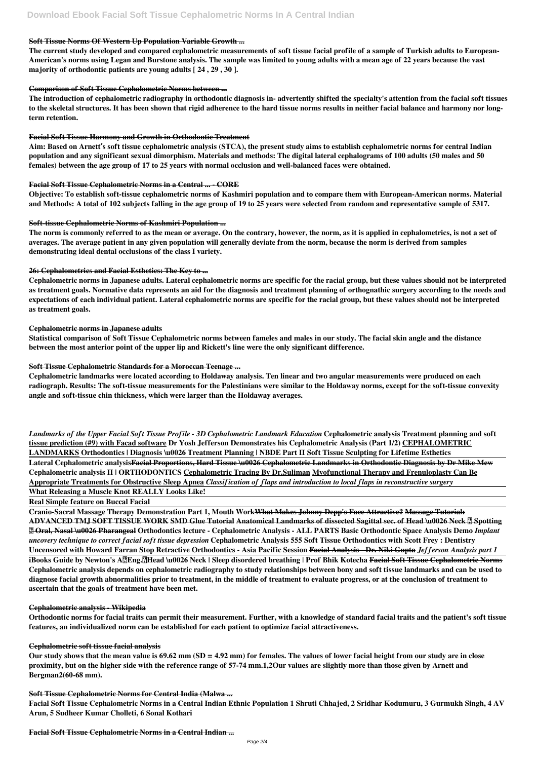### Soft Tissue Norms Of Western Up Population Variable Growth ...

**The current study developed and compared cephalometric measurements of soft tissue facial profile of a sample of Turkish adults to European-American's norms using Legan and Burstone analysis. The sample was limited to young adults with a mean age of 22 years because the vast majority of orthodontic patients are young adults [ 24 , 29 , 30 ].**

### Comparison of Soft Tissue Cephalometric Norms between ...

**The introduction of cephalometric radiography in orthodontic diagnosis in- advertently shifted the specialty's attention from the facial soft tissues to the skeletal structures. It has been shown that rigid adherence to the hard tissue norms results in neither facial balance and harmony nor long-term retention.**

### Facial Soft Tissue Harmony and Growth in Orthodontic Treatment

**Aim: Based on Arnett′s soft tissue cephalometric analysis (STCA), the present study aims to establish cephalometric norms for central Indian population and any significant sexual dimorphism. Materials and methods: The digital lateral cephalograms of 100 adults (50 males and 50 females) between the age group of 17 to 25 years with normal occlusion and well-balanced faces were obtained.**

### Facial Soft Tissue Cephalometric Norms in a Central ... - CORE

**Objective: To establish soft-tissue cephalometric norms of Kashmiri population and to compare them with European-American norms. Material and Methods: A total of 102 subjects falling in the age group of 19 to 25 years were selected from random and representative sample of 5317.**

### Soft-tissue Cephalometric Norms of Kashmiri Population ...

**The norm is commonly referred to as the mean or average. On the contrary, however, the norm, as it is applied in cephalometrics, is not a set of averages. The average patient in any given population will generally deviate from the norm, because the norm is derived from samples demonstrating ideal dental occlusions of the class I variety.**

### 26: Cephalometrics and Facial Esthetics: The Key to ...

**Cephalometric norms in Japanese adults. Lateral cephalometric norms are specific for the racial group, but these values should not be interpreted as treatment goals. Normative data represents an aid for the diagnosis and treatment planning of orthognathic surgery according to the needs and expectations of each individual patient. Lateral cephalometric norms are specific for the racial group, but these values should not be interpreted as treatment goals.**

### Cephalometric norms in Japanese adults

**Statistical comparison of Soft Tissue Cephalometric norms between fameles and males in our study. The facial skin angle and the distance between the most anterior point of the upper lip and Rickett's line were the only significant difference.**

### Soft Tissue Cephalometric Standards for a Moroccan Teenage ...

**Cephalometric landmarks were located according to Holdaway analysis. Ten linear and two angular measurements were produced on each radiograph. Results: The soft-tissue measurements for the Palestinians were similar to the Holdaway norms, except for the soft-tissue convexity angle and soft-tissue chin thickness, which were larger than the Holdaway averages.**

***Landmarks of the Upper Facial Soft Tissue Profile - 3D Cephalometric Landmark Education* Cephalometric analysis Treatment planning and soft tissue prediction (#9) with Facad software Dr Yosh Jefferson Demonstrates his Cephalometric Analysis (Part 1/2) CEPHALOMETRIC LANDMARKS Orthodontics | Diagnosis \u0026 Treatment Planning | NBDE Part II Soft Tissue Sculpting for Lifetime Esthetics**

**Lateral Cephalometric analysis Facial Proportions, Hard Tissue \u0026 Cephalometric Landmarks in Orthodontic Diagnosis by Dr Mike Mew Cephalometric analysis II | ORTHODONTICS Cephalometric Tracing By Dr.Suliman Myofunctional Therapy and Frenuloplasty Can Be Appropriate Treatments for Obstructive Sleep Apnea *Classification of flaps and introduction to local flaps in reconstructive surgery***

**What Releasing a Muscle Knot REALLY Looks Like!**

**Real Simple feature on Buccal Facial**

**Cranio-Sacral Massage Therapy Demonstration Part 1, Mouth Work What Makes Johnny Depp's Face Attractive? Massage Tutorial: ADVANCED TMJ SOFT TISSUE WORK SMD Glue Tutorial Anatomical Landmarks of dissected Sagittal sec. of Head \u0026 Neck ? Spotting ? Oral, Nasal \u0026 Pharangeal Orthodontics lecture - Cephalometric Analysis - ALL PARTS Basic Orthodontic Space Analysis Demo *Implant uncovery technique to correct facial soft tissue depression* Cephalometric Analysis 555 Soft Tissue Orthodontics with Scott Frey : Dentistry Uncensored with Howard Farran Stop Retractive Orthodontics - Asia Pacific Session Facial Analysis - Dr. Niki Gupta *Jefferson Analysis part 1***

**iBooks Guide by Newton's A?Eng.?Head \u0026 Neck | Sleep disordered breathing | Prof Bhik Kotecha Facial Soft Tissue Cephalometric Norms Cephalometric analysis depends on cephalometric radiography to study relationships between bony and soft tissue landmarks and can be used to diagnose facial growth abnormalities prior to treatment, in the middle of treatment to evaluate progress, or at the conclusion of treatment to ascertain that the goals of treatment have been met.**

### Cephalometric analysis - Wikipedia

**Orthodontic norms for facial traits can permit their measurement. Further, with a knowledge of standard facial traits and the patient's soft tissue features, an individualized norm can be established for each patient to optimize facial attractiveness.**

### Cephalometric soft tissue facial analysis

**Our study shows that the mean value is 69.62 mm (SD = 4.92 mm) for females. The values of lower facial height from our study are in close proximity, but on the higher side with the reference range of 57-74 mm.1,2Our values are slightly more than those given by Arnett and Bergman2(60-68 mm).**

### Soft Tissue Cephalometric Norms for Central India (Malwa ...

**Facial Soft Tissue Cephalometric Norms in a Central Indian Ethnic Population 1 Shruti Chhajed, 2 Sridhar Kodumuru, 3 Gurmukh Singh, 4 AV Arun, 5 Sudheer Kumar Cholleti, 6 Sonal Kothari**

### Facial Soft Tissue Cephalometric Norms in a Central Indian ...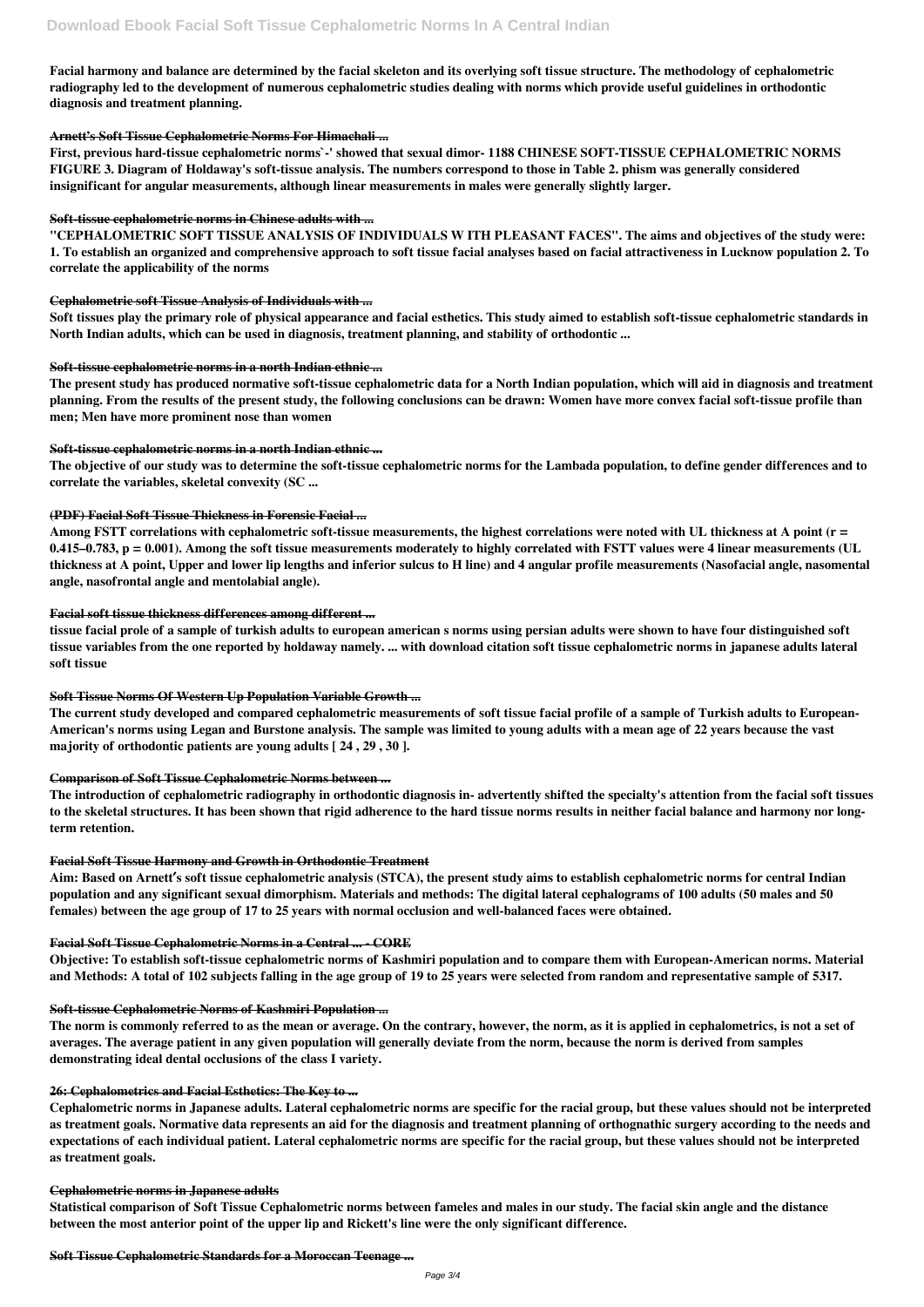Facial harmony and balance are determined by the facial skeleton and its overlying soft tissue structure. The methodology of cephalometric radiography led to the development of numerous cephalometric studies dealing with norms which provide useful guidelines in orthodontic diagnosis and treatment planning.

### Arnett's Soft Tissue Cephalometric Norms For Himachali ...

First, previous hard-tissue cephalometric norms`-' showed that sexual dimor- 1188 CHINESE SOFT-TISSUE CEPHALOMETRIC NORMS FIGURE 3. Diagram of Holdaway's soft-tissue analysis. The numbers correspond to those in Table 2. phism was generally considered insignificant for angular measurements, although linear measurements in males were generally slightly larger.

### Soft-tissue cephalometric norms in Chinese adults with ...

"CEPHALOMETRIC SOFT TISSUE ANALYSIS OF INDIVIDUALS W ITH PLEASANT FACES". The aims and objectives of the study were: 1. To establish an organized and comprehensive approach to soft tissue facial analyses based on facial attractiveness in Lucknow population 2. To correlate the applicability of the norms

### Cephalometric soft Tissue Analysis of Individuals with ...

Soft tissues play the primary role of physical appearance and facial esthetics. This study aimed to establish soft-tissue cephalometric standards in North Indian adults, which can be used in diagnosis, treatment planning, and stability of orthodontic ...

### Soft-tissue cephalometric norms in a north Indian ethnic ...

The present study has produced normative soft-tissue cephalometric data for a North Indian population, which will aid in diagnosis and treatment planning. From the results of the present study, the following conclusions can be drawn: Women have more convex facial soft-tissue profile than men; Men have more prominent nose than women

### Soft-tissue cephalometric norms in a north Indian ethnic ...

The objective of our study was to determine the soft-tissue cephalometric norms for the Lambada population, to define gender differences and to correlate the variables, skeletal convexity (SC ...

### (PDF) Facial Soft Tissue Thickness in Forensic Facial ...

Among FSTT correlations with cephalometric soft-tissue measurements, the highest correlations were noted with UL thickness at A point ($r = 0.415–0.783$, $p = 0.001$). Among the soft tissue measurements moderately to highly correlated with FSTT values were 4 linear measurements (UL thickness at A point, Upper and lower lip lengths and inferior sulcus to H line) and 4 angular profile measurements (Nasofacial angle, nasomental angle, nasofrontal angle and mentolabial angle).

### Facial soft tissue thickness differences among different ...

tissue facial prole of a sample of turkish adults to european american s norms using persian adults were shown to have four distinguished soft tissue variables from the one reported by holdaway namely. ... with download citation soft tissue cephalometric norms in japanese adults lateral soft tissue

### Soft Tissue Norms Of Western Up Population Variable Growth ...

The current study developed and compared cephalometric measurements of soft tissue facial profile of a sample of Turkish adults to European-American's norms using Legan and Burstone analysis. The sample was limited to young adults with a mean age of 22 years because the vast majority of orthodontic patients are young adults [ 24 , 29 , 30 ].

### Comparison of Soft Tissue Cephalometric Norms between ...

The introduction of cephalometric radiography in orthodontic diagnosis in- advertently shifted the specialty's attention from the facial soft tissues to the skeletal structures. It has been shown that rigid adherence to the hard tissue norms results in neither facial balance and harmony nor long-term retention.

### Facial Soft Tissue Harmony and Growth in Orthodontic Treatment

Aim: Based on Arnett′s soft tissue cephalometric analysis (STCA), the present study aims to establish cephalometric norms for central Indian population and any significant sexual dimorphism. Materials and methods: The digital lateral cephalograms of 100 adults (50 males and 50 females) between the age group of 17 to 25 years with normal occlusion and well-balanced faces were obtained.

### Facial Soft Tissue Cephalometric Norms in a Central ... - CORE

Objective: To establish soft-tissue cephalometric norms of Kashmiri population and to compare them with European-American norms. Material and Methods: A total of 102 subjects falling in the age group of 19 to 25 years were selected from random and representative sample of 5317.

### Soft-tissue Cephalometric Norms of Kashmiri Population ...

The norm is commonly referred to as the mean or average. On the contrary, however, the norm, as it is applied in cephalometrics, is not a set of averages. The average patient in any given population will generally deviate from the norm, because the norm is derived from samples demonstrating ideal dental occlusions of the class I variety.

### 26: Cephalometrics and Facial Esthetics: The Key to ...

Cephalometric norms in Japanese adults. Lateral cephalometric norms are specific for the racial group, but these values should not be interpreted as treatment goals. Normative data represents an aid for the diagnosis and treatment planning of orthognathic surgery according to the needs and expectations of each individual patient. Lateral cephalometric norms are specific for the racial group, but these values should not be interpreted as treatment goals.

### Cephalometric norms in Japanese adults

Statistical comparison of Soft Tissue Cephalometric norms between fameles and males in our study. The facial skin angle and the distance between the most anterior point of the upper lip and Rickett's line were the only significant difference.

### Soft Tissue Cephalometric Standards for a Moroccan Teenage ...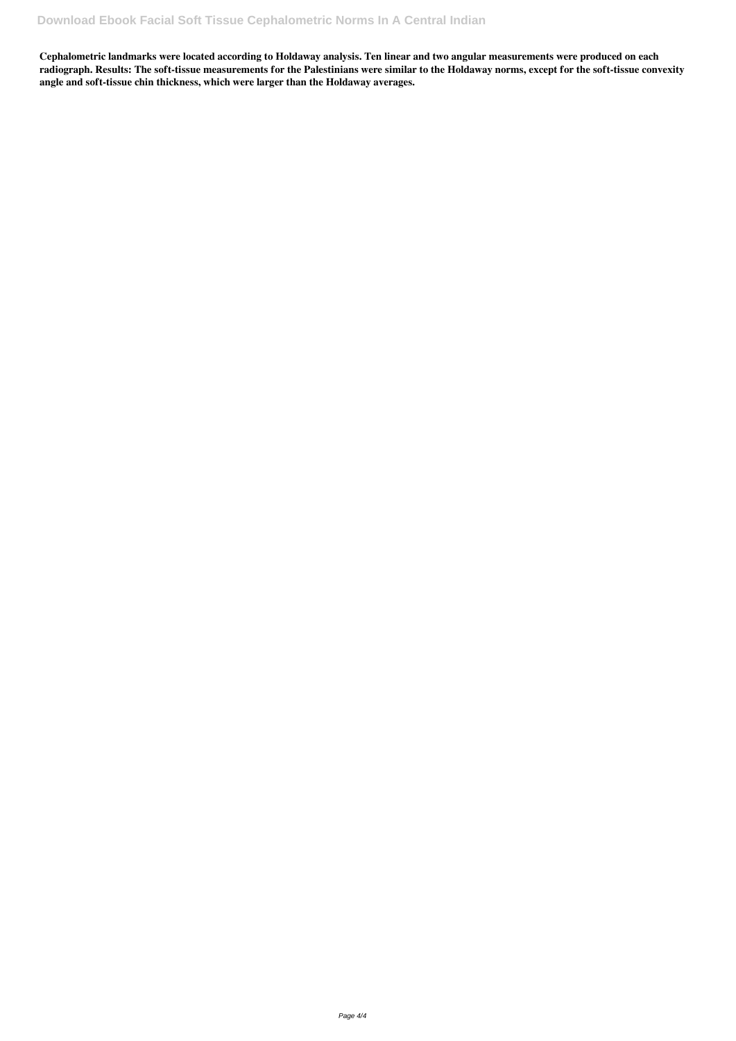**Cephalometric landmarks were located according to Holdaway analysis. Ten linear and two angular measurements were produced on each radiograph. Results: The soft-tissue measurements for the Palestinians were similar to the Holdaway norms, except for the soft-tissue convexity angle and soft-tissue chin thickness, which were larger than the Holdaway averages.**